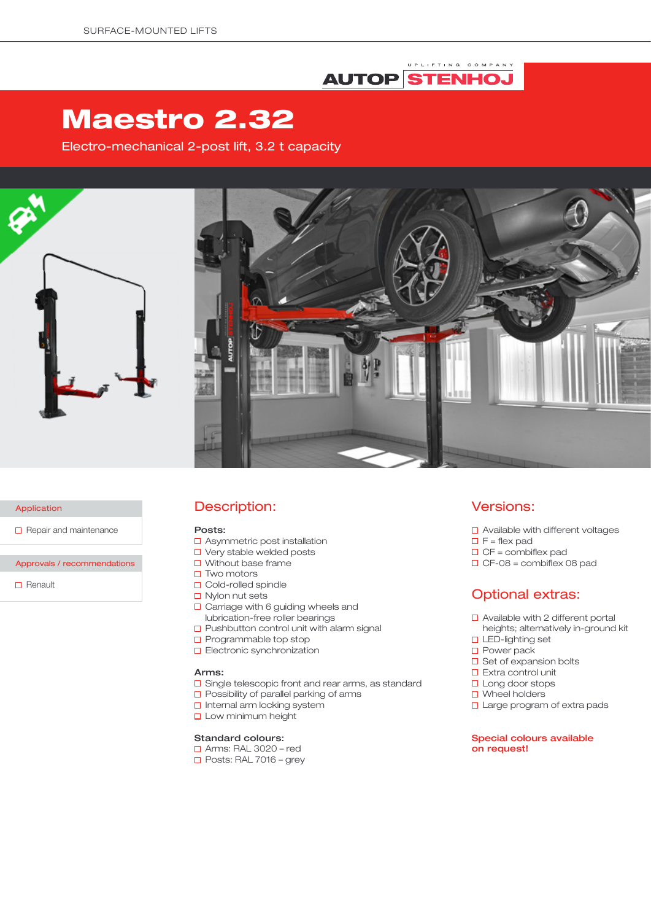# Maestro 2.32

Electro-mechanical 2-post lift, 3.2 t capacity

**Application**

- Repair and maintenance

**Approvals / recommendations**

- Renault

## Description:

**Posts:**

- Asymmetric post installation
- Very stable welded posts
- Without base frame
- Two motors
- Cold-rolled spindle
- Nylon nut sets
- Carriage with 6 guiding wheels and lubrication-free roller bearings
- Pushbutton control unit with alarm signal
- Programmable top stop
- Electronic synchronization

**Arms:**

- Single telescopic front and rear arms, as standard
- Possibility of parallel parking of arms
- Internal arm locking system
- Low minimum height

**Standard colours:**

- Arms: RAL 3020 – red
- Posts: RAL 7016 – grey

## Versions:

- Available with different voltages
- F = flex pad
- CF = combiflex pad
- CF-08 = combiflex 08 pad

## Optional extras:

- Available with 2 different portal heights; alternatively in-ground kit
- LED-lighting set
- Power pack
- Set of expansion bolts
- Extra control unit
- Long door stops
- Wheel holders
- Large program of extra pads

**Special colours available on request!**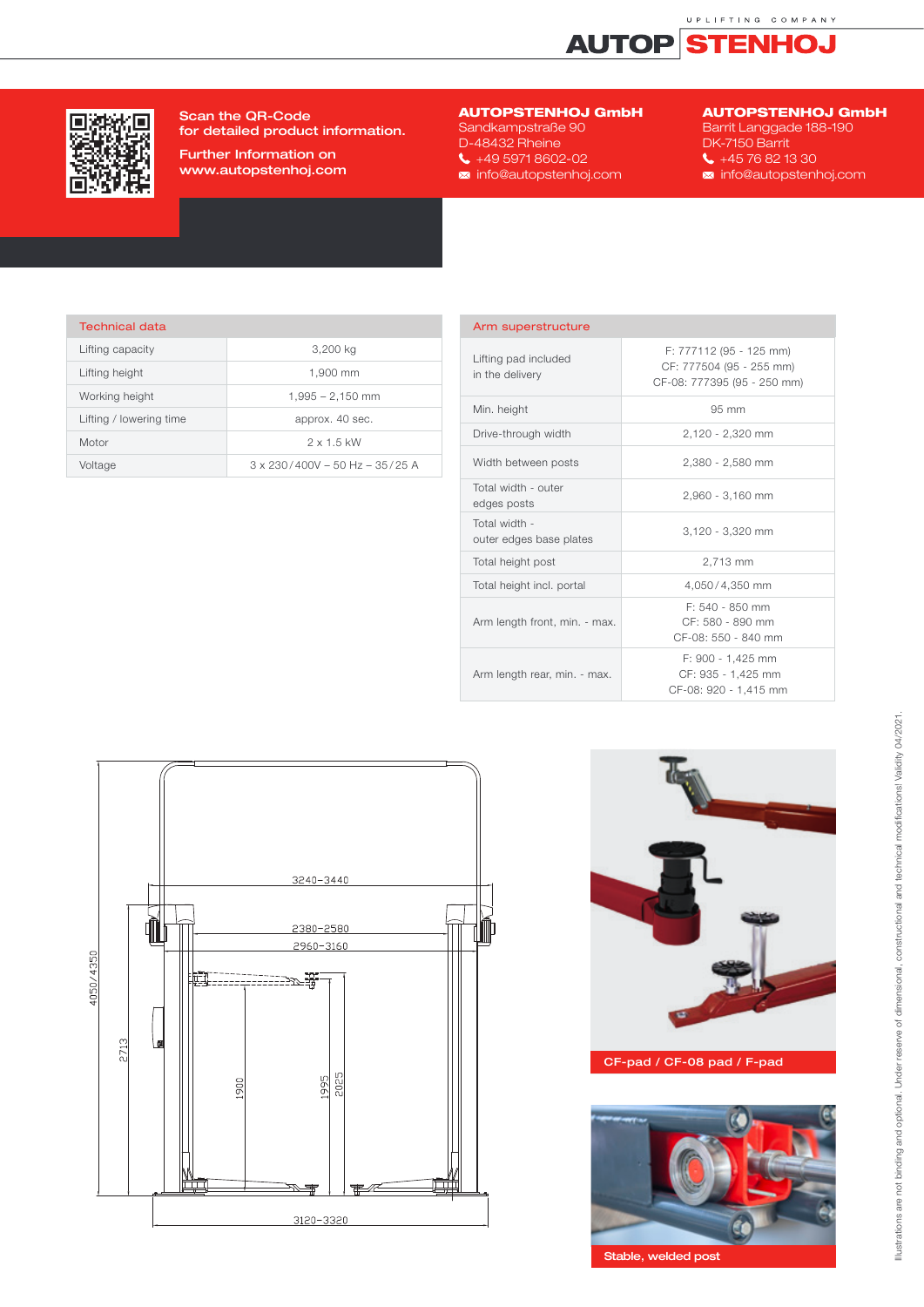Scan the QR-Code for detailed product information.

Further Information on www.autopstenhoj.com

**AUTOPSTENHOJ GmbH**
Sandkampstraße 90
D-48432 Rheine
+49 5971 8602-02
info@autopstenhoj.com

**AUTOPSTENHOJ GmbH**
Barrit Langgade 188-190
DK-7150 Barrit
+45 76 82 13 30
info@autopstenhoj.com

| Technical data | |
|---|---|
| Lifting capacity | 3,200 kg |
| Lifting height | 1,900 mm |
| Working height | 1,995 – 2,150 mm |
| Lifting / lowering time | approx. 40 sec. |
| Motor | 2 x 1.5 kW |
| Voltage | 3 x 230/400V – 50 Hz – 35/25 A |

| Arm superstructure | |
|---|---|
| Lifting pad included in the delivery | F: 777112 (95 - 125 mm)<br>CF: 777504 (95 - 255 mm)<br>CF-08: 777395 (95 - 250 mm) |
| Min. height | 95 mm |
| Drive-through width | 2,120 - 2,320 mm |
| Width between posts | 2,380 - 2,580 mm |
| Total width - outer edges posts | 2,960 - 3,160 mm |
| Total width - outer edges base plates | 3,120 - 3,320 mm |
| Total height post | 2,713 mm |
| Total height incl. portal | 4,050/4,350 mm |
| Arm length front, min. - max. | F: 540 - 850 mm<br>CF: 580 - 890 mm<br>CF-08: 550 - 840 mm |
| Arm length rear, min. - max. | F: 900 - 1,425 mm<br>CF: 935 - 1,425 mm<br>CF-08: 920 - 1,415 mm |

3240–3440
2380–2580
2960–3160
4050/4350
2713
1900
1995
2025
3120–3320

CF-pad / CF-08 pad / F-pad

Stable, welded post

Illustrations are not binding and optional. Under reserve of dimensional, constructional and technical modifications! Validity 04/2021.